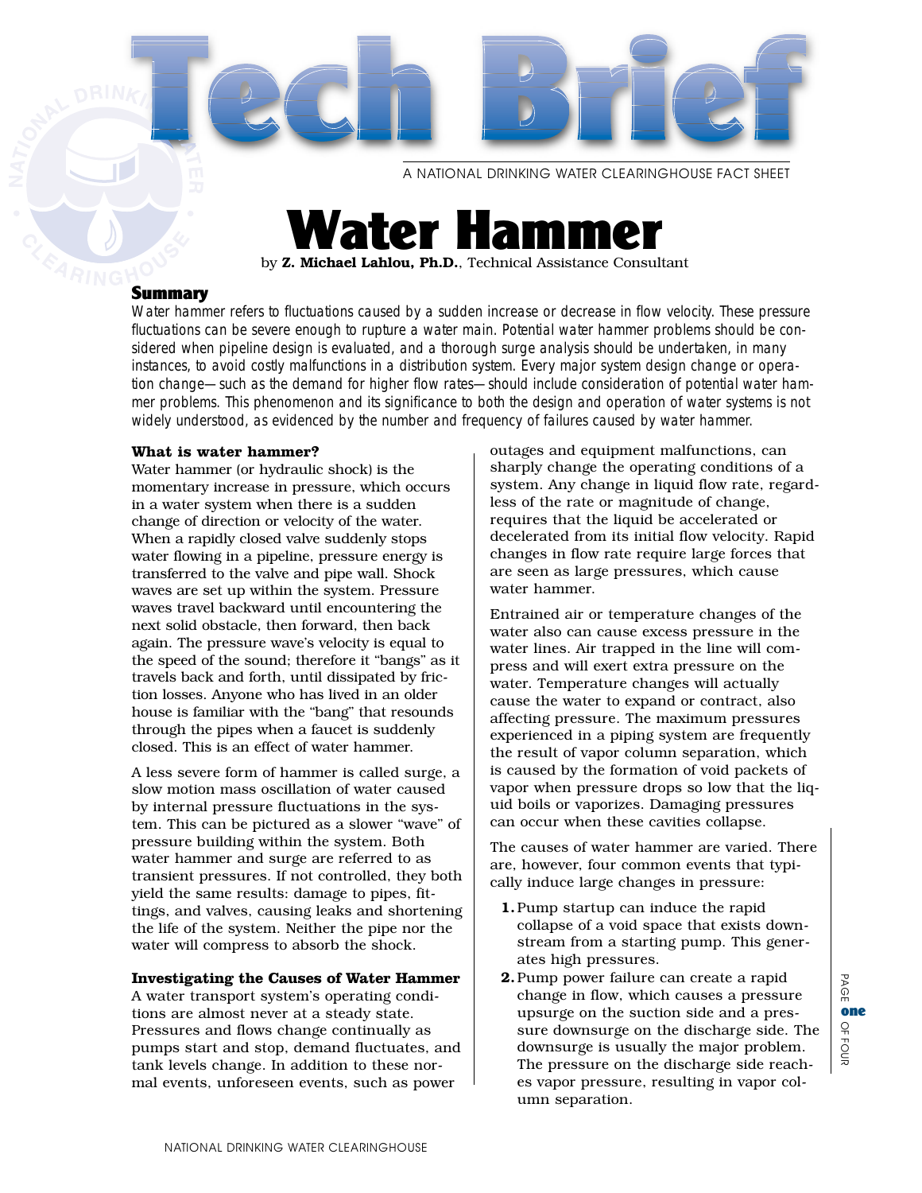# Tech Brief

A NATIONAL DRINKING WATER CLEARINGHOUSE FACT SHEET

# Water Hammer

by **Z. Michael Lahlou, Ph.D.**, Technical Assistance Consultant

## Summary

*Water hammer refers to fluctuations caused by a sudden increase or decrease in flow velocity. These pressure fluctuations can be severe enough to rupture a water main. Potential water hammer problems should be considered when pipeline design is evaluated, and a thorough surge analysis should be undertaken, in many instances, to avoid costly malfunctions in a distribution system. Every major system design change or operation change—such as the demand for higher flow rates—should include consideration of potential water hammer problems. This phenomenon and its significance to both the design and operation of water systems is not widely understood, as evidenced by the number and frequency of failures caused by water hammer.*

### What is water hammer?

Water hammer (or hydraulic shock) is the momentary increase in pressure, which occurs in a water system when there is a sudden change of direction or velocity of the water. When a rapidly closed valve suddenly stops water flowing in a pipeline, pressure energy is transferred to the valve and pipe wall. Shock waves are set up within the system. Pressure waves travel backward until encountering the next solid obstacle, then forward, then back again. The pressure wave's velocity is equal to the speed of the sound; therefore it "bangs" as it travels back and forth, until dissipated by friction losses. Anyone who has lived in an older house is familiar with the "bang" that resounds through the pipes when a faucet is suddenly closed. This is an effect of water hammer.

A less severe form of hammer is called surge, a slow motion mass oscillation of water caused by internal pressure fluctuations in the system. This can be pictured as a slower "wave" of pressure building within the system. Both water hammer and surge are referred to as transient pressures. If not controlled, they both yield the same results: damage to pipes, fittings, and valves, causing leaks and shortening the life of the system. Neither the pipe nor the water will compress to absorb the shock.

### Investigating the Causes of Water Hammer

A water transport system's operating conditions are almost never at a steady state. Pressures and flows change continually as pumps start and stop, demand fluctuates, and tank levels change. In addition to these normal events, unforeseen events, such as power outages and equipment malfunctions, can sharply change the operating conditions of a system. Any change in liquid flow rate, regardless of the rate or magnitude of change, requires that the liquid be accelerated or decelerated from its initial flow velocity. Rapid changes in flow rate require large forces that are seen as large pressures, which cause water hammer.

Entrained air or temperature changes of the water also can cause excess pressure in the water lines. Air trapped in the line will compress and will exert extra pressure on the water. Temperature changes will actually cause the water to expand or contract, also affecting pressure. The maximum pressures experienced in a piping system are frequently the result of vapor column separation, which is caused by the formation of void packets of vapor when pressure drops so low that the liquid boils or vaporizes. Damaging pressures can occur when these cavities collapse.

The causes of water hammer are varied. There are, however, four common events that typically induce large changes in pressure:

1. Pump startup can induce the rapid collapse of a void space that exists downstream from a starting pump. This generates high pressures.
2. Pump power failure can create a rapid change in flow, which causes a pressure upsurge on the suction side and a pressure downsurge on the discharge side. The downsurge is usually the major problem. The pressure on the discharge side reaches vapor pressure, resulting in vapor column separation.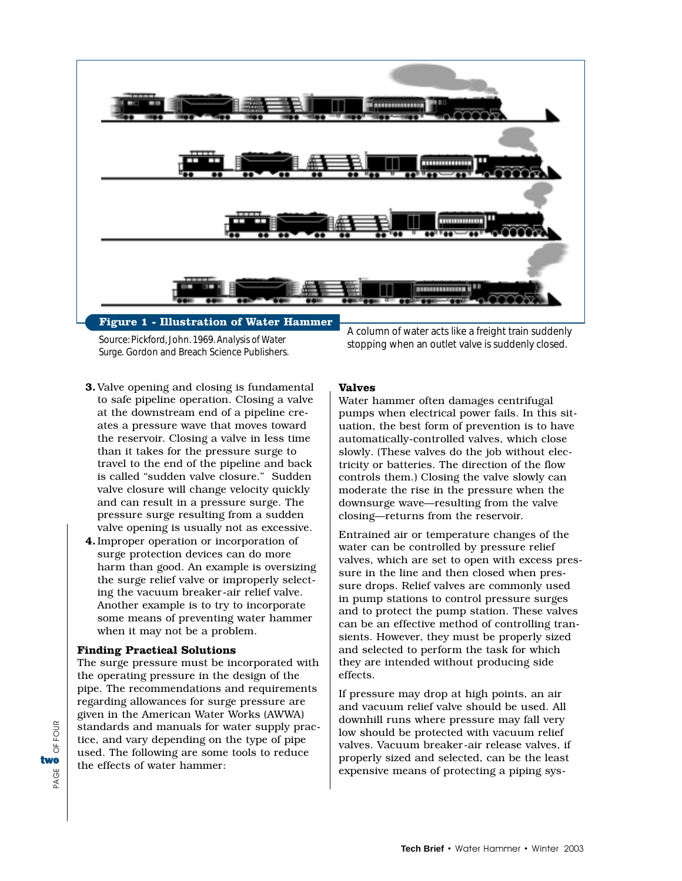**Figure 1 - Illustration of Water Hammer**

Source: Pickford, John. 1969. Analysis of Water Surge. Gordon and Breach Science Publishers.

A column of water acts like a freight train suddenly stopping when an outlet valve is suddenly closed.

3. Valve opening and closing is fundamental to safe pipeline operation. Closing a valve at the downstream end of a pipeline creates a pressure wave that moves toward the reservoir. Closing a valve in less time than it takes for the pressure surge to travel to the end of the pipeline and back is called "sudden valve closure." Sudden valve closure will change velocity quickly and can result in a pressure surge. The pressure surge resulting from a sudden valve opening is usually not as excessive.
4. Improper operation or incorporation of surge protection devices can do more harm than good. An example is oversizing the surge relief valve or improperly selecting the vacuum breaker-air relief valve. Another example is to try to incorporate some means of preventing water hammer when it may not be a problem.

### Finding Practical Solutions

The surge pressure must be incorporated with the operating pressure in the design of the pipe. The recommendations and requirements regarding allowances for surge pressure are given in the American Water Works (AWWA) standards and manuals for water supply practice, and vary depending on the type of pipe used. The following are some tools to reduce the effects of water hammer:

### Valves

Water hammer often damages centrifugal pumps when electrical power fails. In this situation, the best form of prevention is to have automatically-controlled valves, which close slowly. (These valves do the job without electricity or batteries. The direction of the flow controls them.) Closing the valve slowly can moderate the rise in the pressure when the downsurge wave—resulting from the valve closing—returns from the reservoir.

Entrained air or temperature changes of the water can be controlled by pressure relief valves, which are set to open with excess pressure in the line and then closed when pressure drops. Relief valves are commonly used in pump stations to control pressure surges and to protect the pump station. These valves can be an effective method of controlling transients. However, they must be properly sized and selected to perform the task for which they are intended without producing side effects.

If pressure may drop at high points, an air and vacuum relief valve should be used. All downhill runs where pressure may fall very low should be protected with vacuum relief valves. Vacuum breaker-air release valves, if properly sized and selected, can be the least expensive means of protecting a piping sys-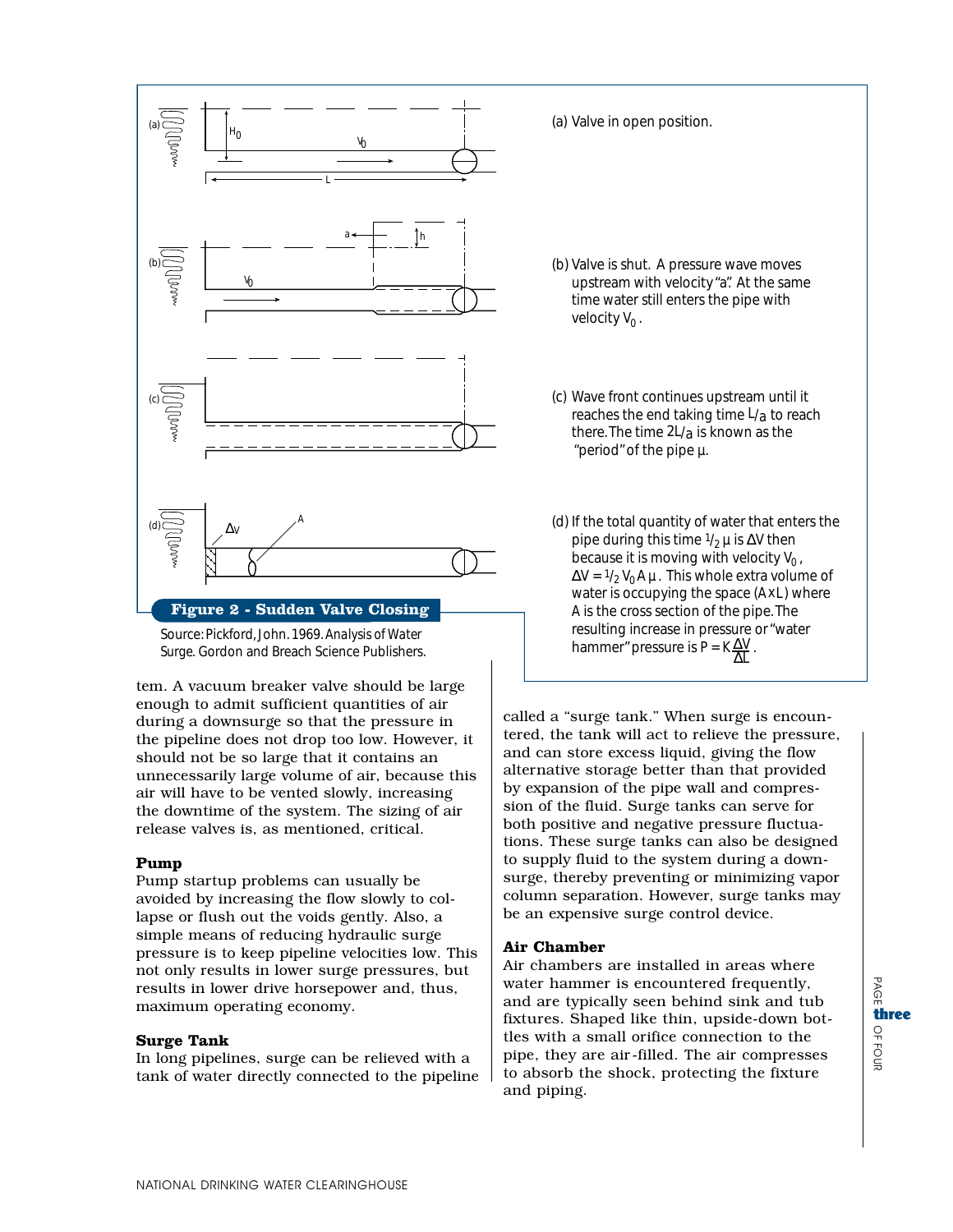(a) Valve in open position.

(b) Valve is shut. A pressure wave moves upstream with velocity "a". At the same time water still enters the pipe with velocity $V_0$.

(c) Wave front continues upstream until it reaches the end taking time $L/a$ to reach there. The time $2L/a$ is known as the "period" of the pipe $\mu$.

(d) If the total quantity of water that enters the pipe during this time $\frac{1}{2}\mu$ is $\Delta V$ then because it is moving with velocity $V_0$, $\Delta V = \frac{1}{2} V_0 A \mu$. This whole extra volume of water is occupying the space $(A \times L)$ where A is the cross section of the pipe. The resulting increase in pressure or "water hammer" pressure is $P = K\frac{\Delta V}{\Delta L}$.

**Figure 2 - Sudden Valve Closing**

Source: Pickford, John. 1969. Analysis of Water Surge. Gordon and Breach Science Publishers.

tem. A vacuum breaker valve should be large enough to admit sufficient quantities of air during a downsurge so that the pressure in the pipeline does not drop too low. However, it should not be so large that it contains an unnecessarily large volume of air, because this air will have to be vented slowly, increasing the downtime of the system. The sizing of air release valves is, as mentioned, critical.

### Pump

Pump startup problems can usually be avoided by increasing the flow slowly to collapse or flush out the voids gently. Also, a simple means of reducing hydraulic surge pressure is to keep pipeline velocities low. This not only results in lower surge pressures, but results in lower drive horsepower and, thus, maximum operating economy.

### Surge Tank

In long pipelines, surge can be relieved with a tank of water directly connected to the pipeline called a "surge tank." When surge is encountered, the tank will act to relieve the pressure, and can store excess liquid, giving the flow alternative storage better than that provided by expansion of the pipe wall and compression of the fluid. Surge tanks can serve for both positive and negative pressure fluctuations. These surge tanks can also be designed to supply fluid to the system during a downsurge, thereby preventing or minimizing vapor column separation. However, surge tanks may be an expensive surge control device.

### Air Chamber

Air chambers are installed in areas where water hammer is encountered frequently, and are typically seen behind sink and tub fixtures. Shaped like thin, upside-down bottles with a small orifice connection to the pipe, they are air-filled. The air compresses to absorb the shock, protecting the fixture and piping.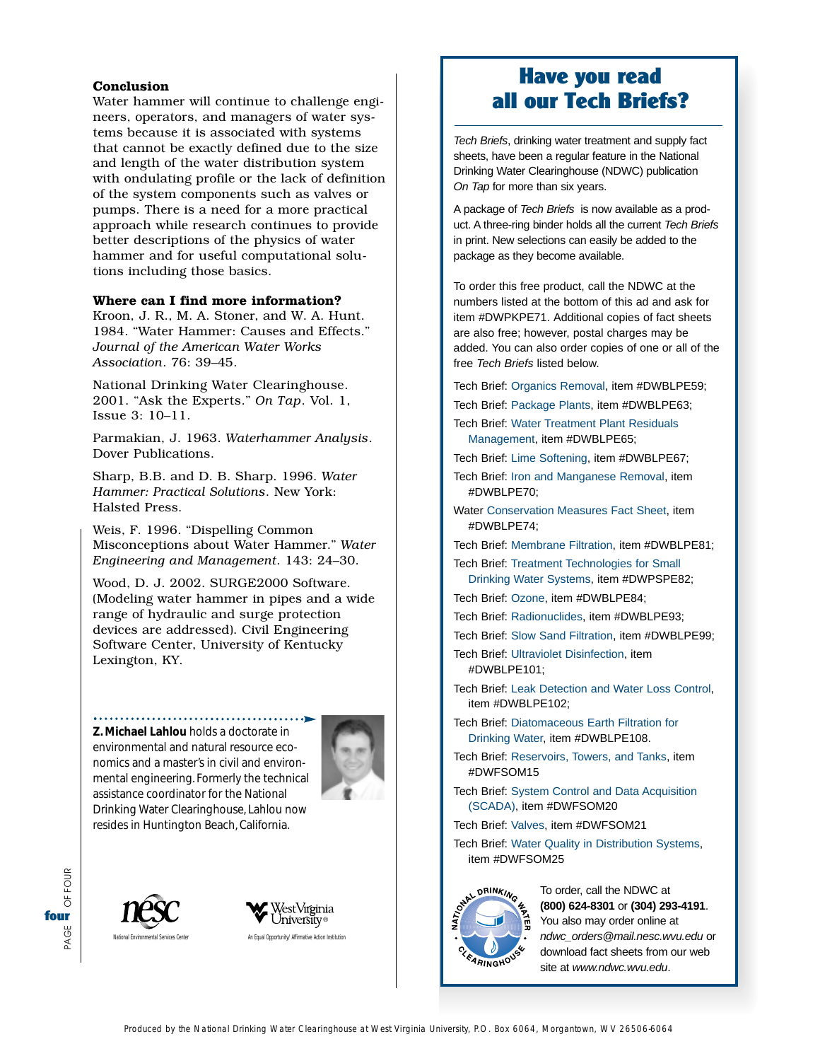## Conclusion

Water hammer will continue to challenge engineers, operators, and managers of water systems because it is associated with systems that cannot be exactly defined due to the size and length of the water distribution system with ondulating profile or the lack of definition of the system components such as valves or pumps. There is a need for a more practical approach while research continues to provide better descriptions of the physics of water hammer and for useful computational solutions including those basics.

## Where can I find more information?

Kroon, J. R., M. A. Stoner, and W. A. Hunt. 1984. "Water Hammer: Causes and Effects." *Journal of the American Water Works Association*. 76: 39–45.

National Drinking Water Clearinghouse. 2001. "Ask the Experts." *On Tap*. Vol. 1, Issue 3: 10–11.

Parmakian, J. 1963. *Waterhammer Analysis*. Dover Publications.

Sharp, B.B. and D. B. Sharp. 1996. *Water Hammer: Practical Solutions*. New York: Halsted Press.

Weis, F. 1996. "Dispelling Common Misconceptions about Water Hammer." *Water Engineering and Management*. 143: 24–30.

Wood, D. J. 2002. SURGE2000 Software. (Modeling water hammer in pipes and a wide range of hydraulic and surge protection devices are addressed). Civil Engineering Software Center, University of Kentucky Lexington, KY.

**Z. Michael Lahlou** holds a doctorate in environmental and natural resource economics and a master's in civil and environmental engineering. Formerly the technical assistance coordinator for the National Drinking Water Clearinghouse, Lahlou now resides in Huntington Beach, California.

nesc
National Environmental Services Center

West Virginia University
An Equal Opportunity/ Affirmative Action Institution

## Have you read all our Tech Briefs?

*Tech Briefs*, drinking water treatment and supply fact sheets, have been a regular feature in the National Drinking Water Clearinghouse (NDWC) publication *On Tap* for more than six years.

A package of *Tech Briefs* is now available as a product. A three-ring binder holds all the current *Tech Briefs* in print. New selections can easily be added to the package as they become available.

To order this free product, call the NDWC at the numbers listed at the bottom of this ad and ask for item #DWPKPE71. Additional copies of fact sheets are also free; however, postal charges may be added. You can also order copies of one or all of the free *Tech Briefs* listed below.

- Tech Brief: Organics Removal, item #DWBLPE59;
- Tech Brief: Package Plants, item #DWBLPE63;
- Tech Brief: Water Treatment Plant Residuals Management, item #DWBLPE65;
- Tech Brief: Lime Softening, item #DWBLPE67;
- Tech Brief: Iron and Manganese Removal, item #DWBLPE70;
- Water Conservation Measures Fact Sheet, item #DWBLPE74;
- Tech Brief: Membrane Filtration, item #DWBLPE81;
- Tech Brief: Treatment Technologies for Small Drinking Water Systems, item #DWPSPE82;
- Tech Brief: Ozone, item #DWBLPE84;
- Tech Brief: Radionuclides, item #DWBLPE93;
- Tech Brief: Slow Sand Filtration, item #DWBLPE99;
- Tech Brief: Ultraviolet Disinfection, item #DWBLPE101;
- Tech Brief: Leak Detection and Water Loss Control, item #DWBLPE102;
- Tech Brief: Diatomaceous Earth Filtration for Drinking Water, item #DWBLPE108.
- Tech Brief: Reservoirs, Towers, and Tanks, item #DWFSOM15
- Tech Brief: System Control and Data Acquisition (SCADA), item #DWFSOM20
- Tech Brief: Valves, item #DWFSOM21
- Tech Brief: Water Quality in Distribution Systems, item #DWFSOM25

NATIONAL DRINKING WATER CLEARINGHOUSE

To order, call the NDWC at **(800) 624-8301** or **(304) 293-4191**. You also may order online at *ndwc_orders@mail.nesc.wvu.edu* or download fact sheets from our web site at *www.ndwc.wvu.edu*.

Produced by the National Drinking Water Clearinghouse at West Virginia University, P.O. Box 6064, Morgantown, WV 26506-6064